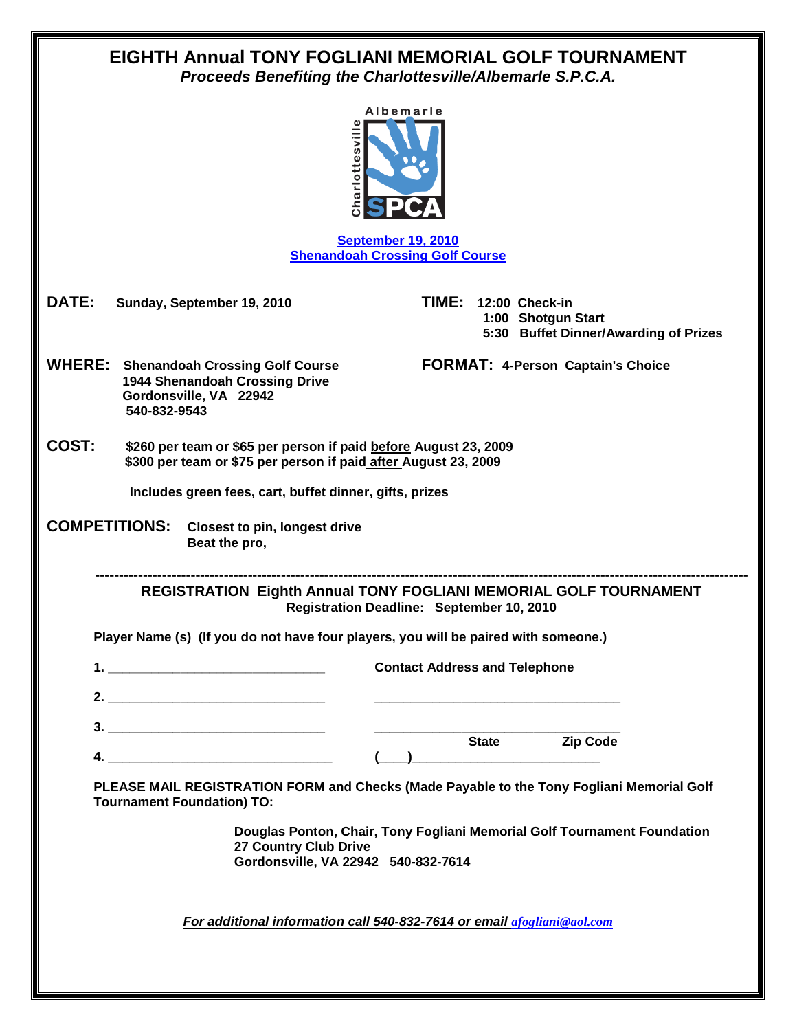# EIGHTH Annual TONY FOGLIANI MEMORIAL GOLF TOURNAMENT

***Proceeds Benefiting the Charlottesville/Albemarle S.P.C.A.***

[September 19, 2010](#)
[Shenandoah Crossing Golf Course](#)

**DATE:** **Sunday, September 19, 2010**

**TIME:**
**12:00 Check-in**
**1:00 Shotgun Start**
**5:30 Buffet Dinner/Awarding of Prizes**

**WHERE:** **Shenandoah Crossing Golf Course**
**1944 Shenandoah Crossing Drive**
**Gordonsville, VA 22942**
**540-832-9543**

**FORMAT:** **4-Person Captain's Choice**

**COST:** **$260 per team or $65 per person if paid before August 23, 2009**
**$300 per team or $75 per person if paid after August 23, 2009**

**Includes green fees, cart, buffet dinner, gifts, prizes**

**COMPETITIONS:** **Closest to pin, longest drive**
**Beat the pro,**

---

## REGISTRATION Eighth Annual TONY FOGLIANI MEMORIAL GOLF TOURNAMENT

**Registration Deadline: September 10, 2010**

**Player Name (s) (If you do not have four players, you will be paired with someone.)**

**1.** ______________________________ **Contact Address and Telephone**

**2.** ______________________________ ______________________________

**3.** ______________________________ ______________________________
**State** **Zip Code**

**4.** ______________________________ (___)_________________________

**PLEASE MAIL REGISTRATION FORM and Checks (Made Payable to the Tony Fogliani Memorial Golf Tournament Foundation) TO:**

**Douglas Ponton, Chair, Tony Fogliani Memorial Golf Tournament Foundation**
**27 Country Club Drive**
**Gordonsville, VA 22942 540-832-7614**

***For additional information call 540-832-7614 or email afogliani@aol.com***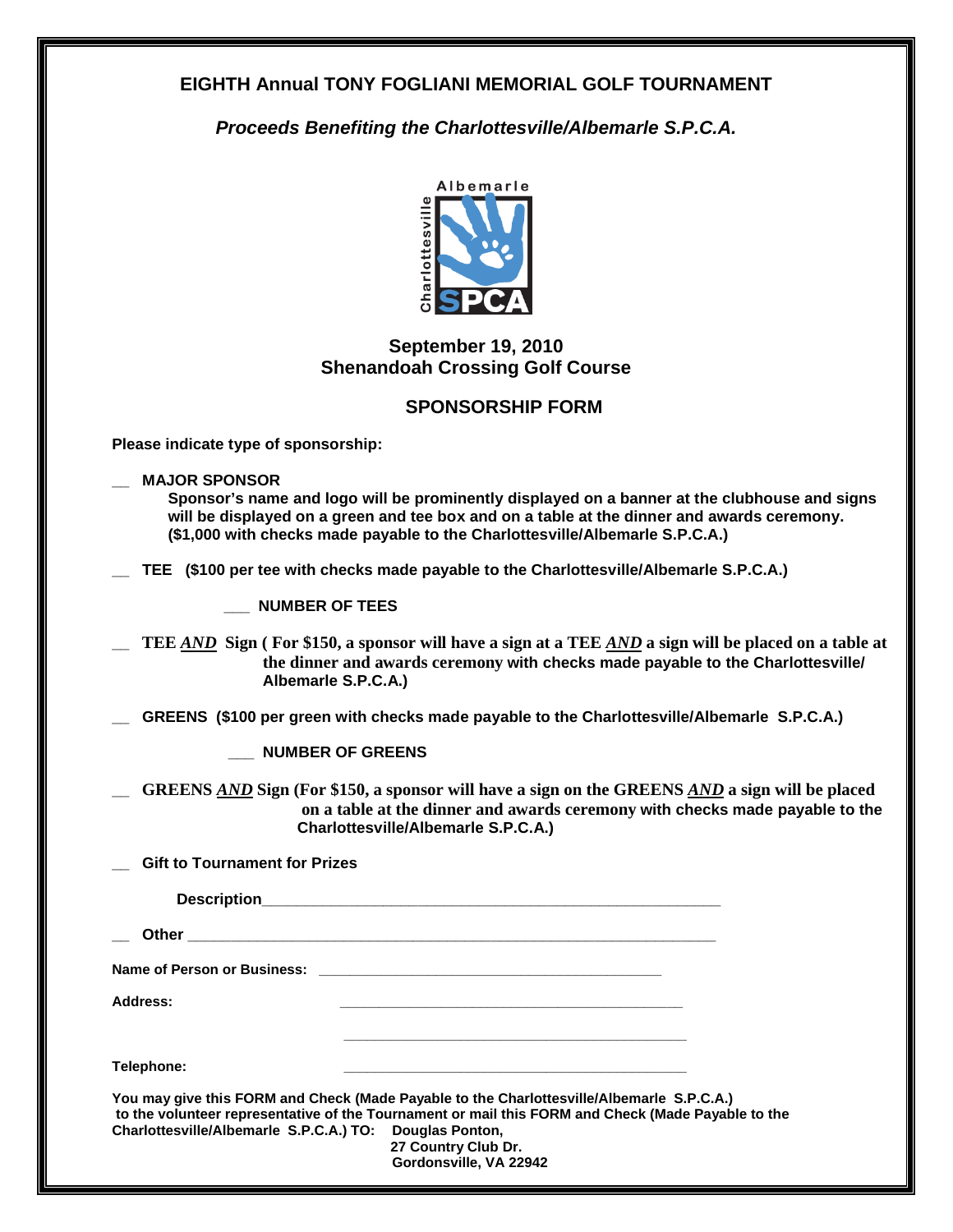# EIGHTH Annual TONY FOGLIANI MEMORIAL GOLF TOURNAMENT

***Proceeds Benefiting the Charlottesville/Albemarle S.P.C.A.***

**September 19, 2010**
**Shenandoah Crossing Golf Course**

## SPONSORSHIP FORM

**Please indicate type of sponsorship:**

__ **MAJOR SPONSOR**
**Sponsor's name and logo will be prominently displayed on a banner at the clubhouse and signs will be displayed on a green and tee box and on a table at the dinner and awards ceremony. ($1,000 with checks made payable to the Charlottesville/Albemarle S.P.C.A.)**

__ **TEE ($100 per tee with checks made payable to the Charlottesville/Albemarle S.P.C.A.)**

___ **NUMBER OF TEES**

__ **TEE *AND* Sign ( For $150, a sponsor will have a sign at a TEE *AND* a sign will be placed on a table at the dinner and awards ceremony with checks made payable to the Charlottesville/ Albemarle S.P.C.A.)**

__ **GREENS ($100 per green with checks made payable to the Charlottesville/Albemarle S.P.C.A.)**

___ **NUMBER OF GREENS**

__ **GREENS *AND* Sign (For $150, a sponsor will have a sign on the GREENS *AND* a sign will be placed on a table at the dinner and awards ceremony with checks made payable to the Charlottesville/Albemarle S.P.C.A.)**

__ **Gift to Tournament for Prizes**

**Description**_______________________________________________________

__ **Other** ______________________________________________________________

**Name of Person or Business:** ____________________________________________

**Address:** ____________________________________________

____________________________________________

**Telephone:** ____________________________________________

**You may give this FORM and Check (Made Payable to the Charlottesville/Albemarle S.P.C.A.) to the volunteer representative of the Tournament or mail this FORM and Check (Made Payable to the Charlottesville/Albemarle S.P.C.A.) TO: Douglas Ponton,**
**27 Country Club Dr.**
**Gordonsville, VA 22942**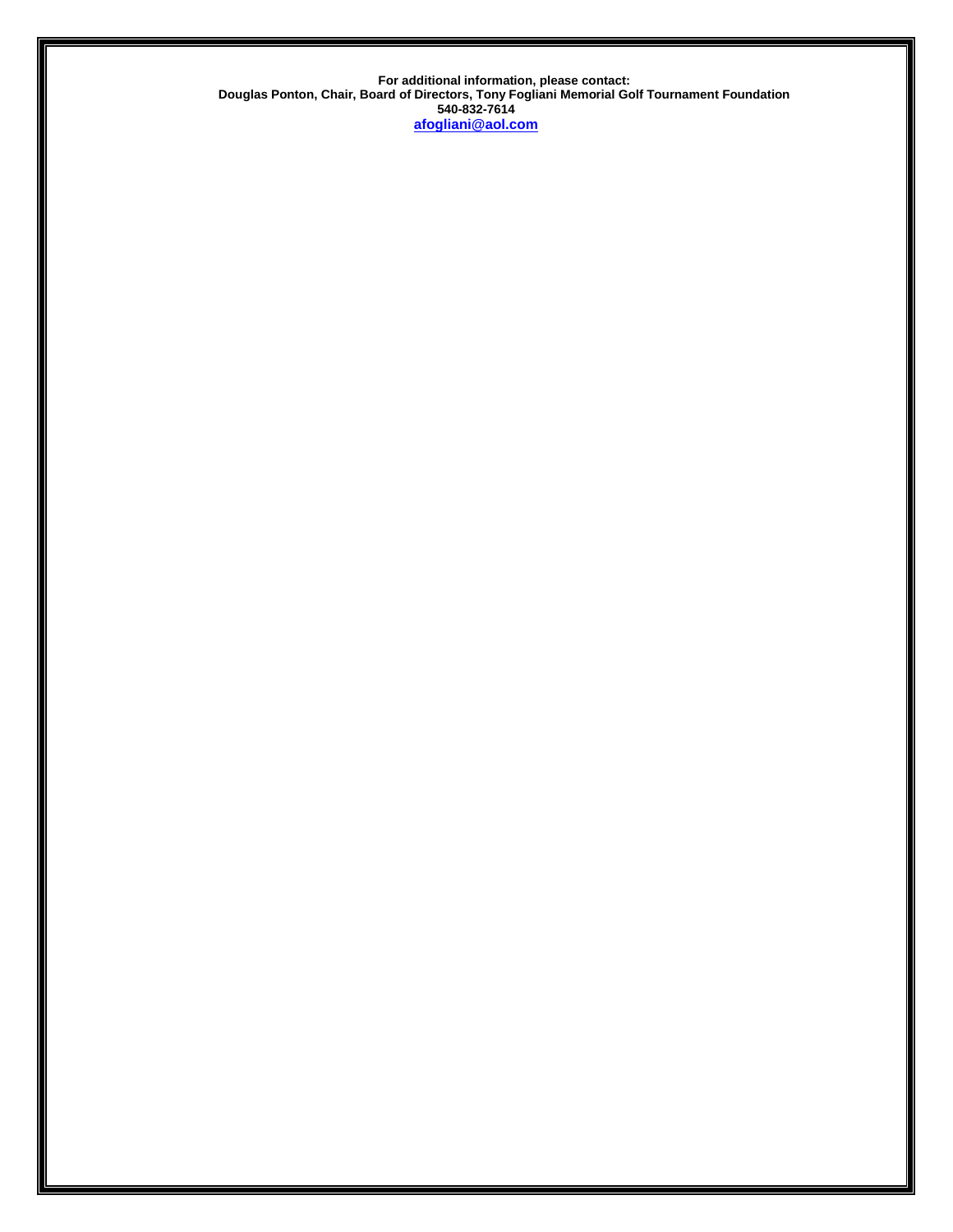**For additional information, please contact:**
**Douglas Ponton, Chair, Board of Directors, Tony Fogliani Memorial Golf Tournament Foundation**
**540-832-7614**
**afogliani@aol.com**